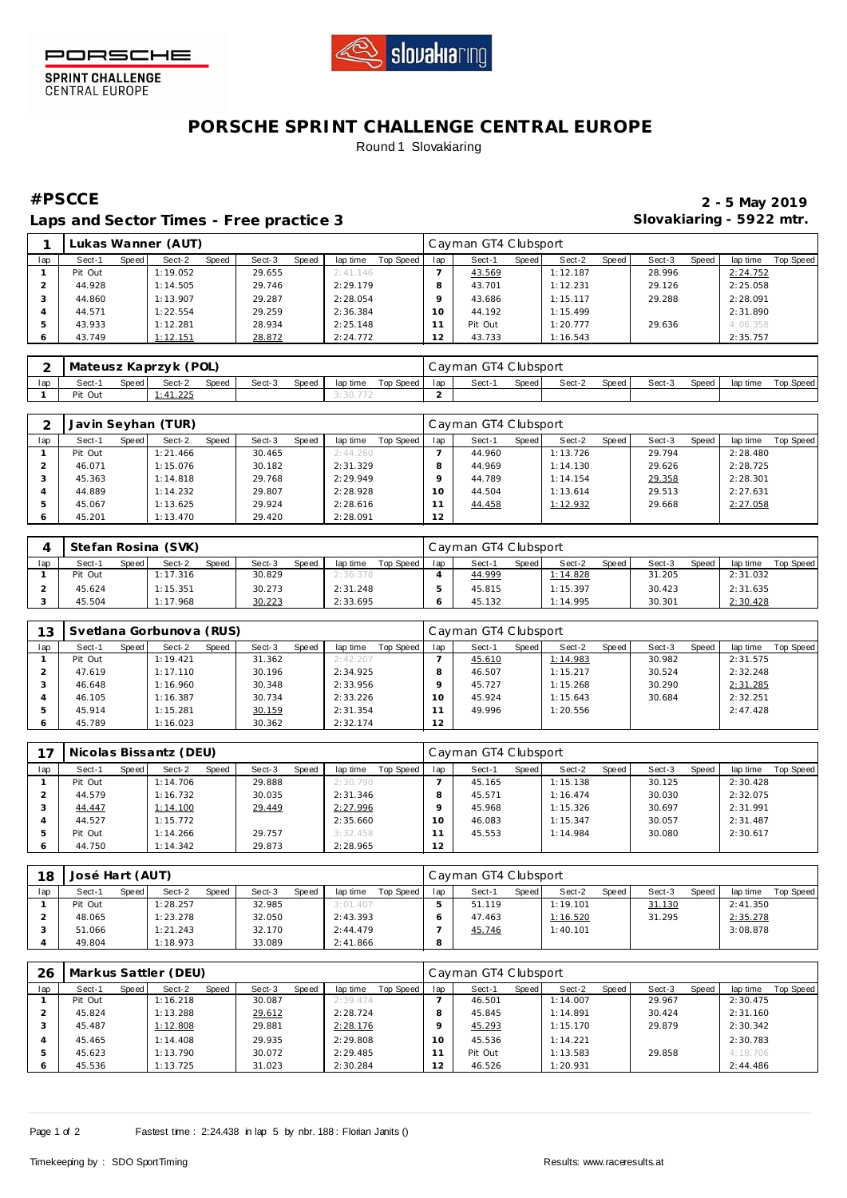PORSCHE SPRINT CHALLENGE CENTRAL EUROPE

# PORSCHE SPRINT CHALLENGE CENTRAL EUROPE

Round 1 Slovakiaring

## #PSCCE

**Laps and Sector Times - Free practice 3**

**2 - 5 May 2019**
**Slovakiaring - 5922 mtr.**

| 1 | Lukas Wanner (AUT) | | | | | | | | Cayman GT4 Clubsport | | | | | | | | |
|---|---|---|---|---|---|---|---|---|---|---|---|---|---|---|---|---|---|
| lap | Sect-1 | Speed | Sect-2 | Speed | Sect-3 | Speed | lap time | Top Speed | lap | Sect-1 | Speed | Sect-2 | Speed | Sect-3 | Speed | lap time | Top Speed |
| 1 | Pit Out | | 1:19.052 | | 29.655 | | 2:41.146 | | 7 | 43.569 | | 1:12.187 | | 28.996 | | 2:24.752 | |
| 2 | 44.928 | | 1:14.505 | | 29.746 | | 2:29.179 | | 8 | 43.701 | | 1:12.231 | | 29.126 | | 2:25.058 | |
| 3 | 44.860 | | 1:13.907 | | 29.287 | | 2:28.054 | | 9 | 43.686 | | 1:15.117 | | 29.288 | | 2:28.091 | |
| 4 | 44.571 | | 1:22.554 | | 29.259 | | 2:36.384 | | 10 | 44.192 | | 1:15.499 | | | | 2:31.890 | |
| 5 | 43.933 | | 1:12.281 | | 28.934 | | 2:25.148 | | 11 | Pit Out | | 1:20.777 | | 29.636 | | 4:06.358 | |
| 6 | 43.749 | | 1:12.151 | | 28.872 | | 2:24.772 | | 12 | 43.733 | | 1:16.543 | | | | 2:35.757 | |

| 2 | Mateusz Kaprzyk (POL) | | | | | | | | Cayman GT4 Clubsport | | | | | | | | |
|---|---|---|---|---|---|---|---|---|---|---|---|---|---|---|---|---|---|
| lap | Sect-1 | Speed | Sect-2 | Speed | Sect-3 | Speed | lap time | Top Speed | lap | Sect-1 | Speed | Sect-2 | Speed | Sect-3 | Speed | lap time | Top Speed |
| 1 | Pit Out | | 1:41.225 | | | | 3:30.772 | | 2 | | | | | | | | |

| 2 | Javin Seyhan (TUR) | | | | | | | | Cayman GT4 Clubsport | | | | | | | | |
|---|---|---|---|---|---|---|---|---|---|---|---|---|---|---|---|---|---|
| lap | Sect-1 | Speed | Sect-2 | Speed | Sect-3 | Speed | lap time | Top Speed | lap | Sect-1 | Speed | Sect-2 | Speed | Sect-3 | Speed | lap time | Top Speed |
| 1 | Pit Out | | 1:21.466 | | 30.465 | | 2:44.260 | | 7 | 44.960 | | 1:13.726 | | 29.794 | | 2:28.480 | |
| 2 | 46.071 | | 1:15.076 | | 30.182 | | 2:31.329 | | 8 | 44.969 | | 1:14.130 | | 29.626 | | 2:28.725 | |
| 3 | 45.363 | | 1:14.818 | | 29.768 | | 2:29.949 | | 9 | 44.789 | | 1:14.154 | | 29.358 | | 2:28.301 | |
| 4 | 44.889 | | 1:14.232 | | 29.807 | | 2:28.928 | | 10 | 44.504 | | 1:13.614 | | 29.513 | | 2:27.631 | |
| 5 | 45.067 | | 1:13.625 | | 29.924 | | 2:28.616 | | 11 | 44.458 | | 1:12.932 | | 29.668 | | 2:27.058 | |
| 6 | 45.201 | | 1:13.470 | | 29.420 | | 2:28.091 | | 12 | | | | | | | | |

| 4 | Stefan Rosina (SVK) | | | | | | | | Cayman GT4 Clubsport | | | | | | | | |
|---|---|---|---|---|---|---|---|---|---|---|---|---|---|---|---|---|---|
| lap | Sect-1 | Speed | Sect-2 | Speed | Sect-3 | Speed | lap time | Top Speed | lap | Sect-1 | Speed | Sect-2 | Speed | Sect-3 | Speed | lap time | Top Speed |
| 1 | Pit Out | | 1:17.316 | | 30.829 | | 2:36.378 | | 4 | 44.999 | | 1:14.828 | | 31.205 | | 2:31.032 | |
| 2 | 45.624 | | 1:15.351 | | 30.273 | | 2:31.248 | | 5 | 45.815 | | 1:15.397 | | 30.423 | | 2:31.635 | |
| 3 | 45.504 | | 1:17.968 | | 30.223 | | 2:33.695 | | 6 | 45.132 | | 1:14.995 | | 30.301 | | 2:30.428 | |

| 13 | Svetlana Gorbunova (RUS) | | | | | | | | Cayman GT4 Clubsport | | | | | | | | |
|---|---|---|---|---|---|---|---|---|---|---|---|---|---|---|---|---|---|
| lap | Sect-1 | Speed | Sect-2 | Speed | Sect-3 | Speed | lap time | Top Speed | lap | Sect-1 | Speed | Sect-2 | Speed | Sect-3 | Speed | lap time | Top Speed |
| 1 | Pit Out | | 1:19.421 | | 31.362 | | 2:42.207 | | 7 | 45.610 | | 1:14.983 | | 30.982 | | 2:31.575 | |
| 2 | 47.619 | | 1:17.110 | | 30.196 | | 2:34.925 | | 8 | 46.507 | | 1:15.217 | | 30.524 | | 2:32.248 | |
| 3 | 46.648 | | 1:16.960 | | 30.348 | | 2:33.956 | | 9 | 45.727 | | 1:15.268 | | 30.290 | | 2:31.285 | |
| 4 | 46.105 | | 1:16.387 | | 30.734 | | 2:33.226 | | 10 | 45.924 | | 1:15.643 | | 30.684 | | 2:32.251 | |
| 5 | 45.914 | | 1:15.281 | | 30.159 | | 2:31.354 | | 11 | 49.996 | | 1:20.556 | | | | 2:47.428 | |
| 6 | 45.789 | | 1:16.023 | | 30.362 | | 2:32.174 | | 12 | | | | | | | | |

| 17 | Nicolas Bissantz (DEU) | | | | | | | | Cayman GT4 Clubsport | | | | | | | | |
|---|---|---|---|---|---|---|---|---|---|---|---|---|---|---|---|---|---|
| lap | Sect-1 | Speed | Sect-2 | Speed | Sect-3 | Speed | lap time | Top Speed | lap | Sect-1 | Speed | Sect-2 | Speed | Sect-3 | Speed | lap time | Top Speed |
| 1 | Pit Out | | 1:14.706 | | 29.888 | | 2:30.790 | | 7 | 45.165 | | 1:15.138 | | 30.125 | | 2:30.428 | |
| 2 | 44.579 | | 1:16.732 | | 30.035 | | 2:31.346 | | 8 | 45.571 | | 1:16.474 | | 30.030 | | 2:32.075 | |
| 3 | 44.447 | | 1:14.100 | | 29.449 | | 2:27.996 | | 9 | 45.968 | | 1:15.326 | | 30.697 | | 2:31.991 | |
| 4 | 44.527 | | 1:15.772 | | | | 2:35.660 | | 10 | 46.083 | | 1:15.347 | | 30.057 | | 2:31.487 | |
| 5 | Pit Out | | 1:14.266 | | 29.757 | | 3:32.458 | | 11 | 45.553 | | 1:14.984 | | 30.080 | | 2:30.617 | |
| 6 | 44.750 | | 1:14.342 | | 29.873 | | 2:28.965 | | 12 | | | | | | | | |

| 18 | José Hart (AUT) | | | | | | | | Cayman GT4 Clubsport | | | | | | | | |
|---|---|---|---|---|---|---|---|---|---|---|---|---|---|---|---|---|---|
| lap | Sect-1 | Speed | Sect-2 | Speed | Sect-3 | Speed | lap time | Top Speed | lap | Sect-1 | Speed | Sect-2 | Speed | Sect-3 | Speed | lap time | Top Speed |
| 1 | Pit Out | | 1:28.257 | | 32.985 | | 3:01.407 | | 5 | 51.119 | | 1:19.101 | | 31.130 | | 2:41.350 | |
| 2 | 48.065 | | 1:23.278 | | 32.050 | | 2:43.393 | | 6 | 47.463 | | 1:16.520 | | 31.295 | | 2:35.278 | |
| 3 | 51.066 | | 1:21.243 | | 32.170 | | 2:44.479 | | 7 | 45.746 | | 1:40.101 | | | | 3:08.878 | |
| 4 | 49.804 | | 1:18.973 | | 33.089 | | 2:41.866 | | 8 | | | | | | | | |

| 26 | Markus Sattler (DEU) | | | | | | | | Cayman GT4 Clubsport | | | | | | | | |
|---|---|---|---|---|---|---|---|---|---|---|---|---|---|---|---|---|---|
| lap | Sect-1 | Speed | Sect-2 | Speed | Sect-3 | Speed | lap time | Top Speed | lap | Sect-1 | Speed | Sect-2 | Speed | Sect-3 | Speed | lap time | Top Speed |
| 1 | Pit Out | | 1:16.218 | | 30.087 | | 2:39.474 | | 7 | 46.501 | | 1:14.007 | | 29.967 | | 2:30.475 | |
| 2 | 45.824 | | 1:13.288 | | 29.612 | | 2:28.724 | | 8 | 45.845 | | 1:14.891 | | 30.424 | | 2:31.160 | |
| 3 | 45.487 | | 1:12.808 | | 29.881 | | 2:28.176 | | 9 | 45.293 | | 1:15.170 | | 29.879 | | 2:30.342 | |
| 4 | 45.465 | | 1:14.408 | | 29.935 | | 2:29.808 | | 10 | 45.536 | | 1:14.221 | | | | 2:30.783 | |
| 5 | 45.623 | | 1:13.790 | | 30.072 | | 2:29.485 | | 11 | Pit Out | | 1:13.583 | | 29.858 | | 4:18.706 | |
| 6 | 45.536 | | 1:13.725 | | 31.023 | | 2:30.284 | | 12 | 46.526 | | 1:20.931 | | | | 2:44.486 | |

Fastest time : 2:24.438 in lap 5 by nbr. 188 : Florian Janits ()

Timekeeping by : SDO SportTiming

Results: www.raceresults.at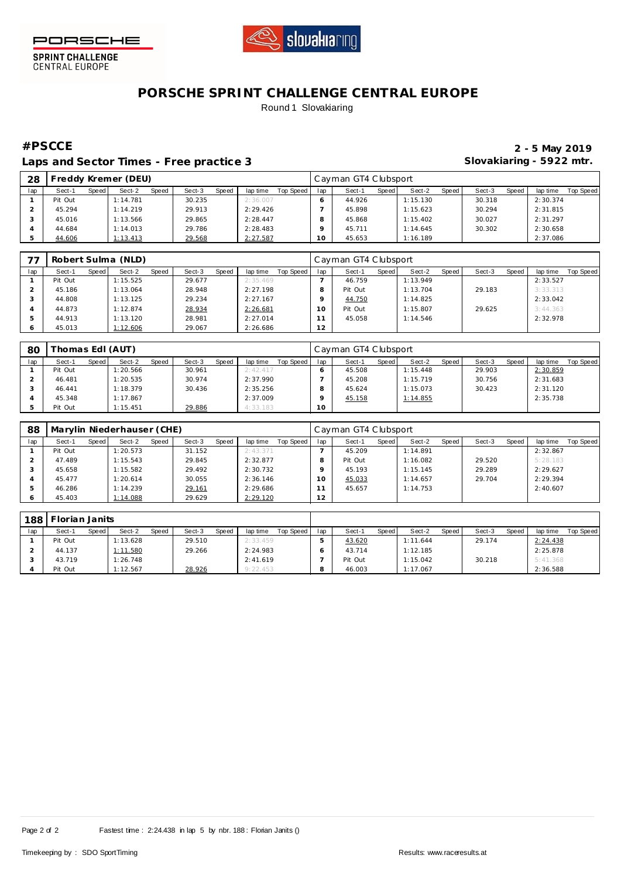# PORSCHE SPRINT CHALLENGE CENTRAL EUROPE

Round 1 Slovakiaring

## #PSCCE

**2 - 5 May 2019**

**Laps and Sector Times - Free practice 3**

**Slovakiaring - 5922 mtr.**

### 28 Freddy Kremer (DEU) — Cayman GT4 Clubsport

| lap | Sect-1 | Speed | Sect-2 | Speed | Sect-3 | Speed | lap time | Top Speed | lap | Sect-1 | Speed | Sect-2 | Speed | Sect-3 | Speed | lap time | Top Speed |
|---|---|---|---|---|---|---|---|---|---|---|---|---|---|---|---|---|---|
| 1 | Pit Out | | 1:14.781 | | 30.235 | | 2:36.007 | | 6 | 44.926 | | 1:15.130 | | 30.318 | | 2:30.374 | |
| 2 | 45.294 | | 1:14.219 | | 29.913 | | 2:29.426 | | 7 | 45.898 | | 1:15.623 | | 30.294 | | 2:31.815 | |
| 3 | 45.016 | | 1:13.566 | | 29.865 | | 2:28.447 | | 8 | 45.868 | | 1:15.402 | | 30.027 | | 2:31.297 | |
| 4 | 44.684 | | 1:14.013 | | 29.786 | | 2:28.483 | | 9 | 45.711 | | 1:14.645 | | 30.302 | | 2:30.658 | |
| 5 | 44.606 | | 1:13.413 | | 29.568 | | 2:27.587 | | 10 | 45.653 | | 1:16.189 | | | | 2:37.086 | |

### 77 Robert Sulma (NLD) — Cayman GT4 Clubsport

| lap | Sect-1 | Speed | Sect-2 | Speed | Sect-3 | Speed | lap time | Top Speed | lap | Sect-1 | Speed | Sect-2 | Speed | Sect-3 | Speed | lap time | Top Speed |
|---|---|---|---|---|---|---|---|---|---|---|---|---|---|---|---|---|---|
| 1 | Pit Out | | 1:15.525 | | 29.677 | | 2:35.469 | | 7 | 46.759 | | 1:13.949 | | | | 2:33.527 | |
| 2 | 45.186 | | 1:13.064 | | 28.948 | | 2:27.198 | | 8 | Pit Out | | 1:13.704 | | 29.183 | | 3:33.313 | |
| 3 | 44.808 | | 1:13.125 | | 29.234 | | 2:27.167 | | 9 | 44.750 | | 1:14.825 | | | | 2:33.042 | |
| 4 | 44.873 | | 1:12.874 | | 28.934 | | 2:26.681 | | 10 | Pit Out | | 1:15.807 | | 29.625 | | 3:44.363 | |
| 5 | 44.913 | | 1:13.120 | | 28.981 | | 2:27.014 | | 11 | 45.058 | | 1:14.546 | | | | 2:32.978 | |
| 6 | 45.013 | | 1:12.606 | | 29.067 | | 2:26.686 | | 12 | | | | | | | | |

### 80 Thomas Edl (AUT) — Cayman GT4 Clubsport

| lap | Sect-1 | Speed | Sect-2 | Speed | Sect-3 | Speed | lap time | Top Speed | lap | Sect-1 | Speed | Sect-2 | Speed | Sect-3 | Speed | lap time | Top Speed |
|---|---|---|---|---|---|---|---|---|---|---|---|---|---|---|---|---|---|
| 1 | Pit Out | | 1:20.566 | | 30.961 | | 2:42.417 | | 6 | 45.508 | | 1:15.448 | | 29.903 | | 2:30.859 | |
| 2 | 46.481 | | 1:20.535 | | 30.974 | | 2:37.990 | | 7 | 45.208 | | 1:15.719 | | 30.756 | | 2:31.683 | |
| 3 | 46.441 | | 1:18.379 | | 30.436 | | 2:35.256 | | 8 | 45.624 | | 1:15.073 | | 30.423 | | 2:31.120 | |
| 4 | 45.348 | | 1:17.867 | | | | 2:37.009 | | 9 | 45.158 | | 1:14.855 | | | | 2:35.738 | |
| 5 | Pit Out | | 1:15.451 | | 29.886 | | 4:33.183 | | 10 | | | | | | | | |

### 88 Marylin Niederhauser (CHE) — Cayman GT4 Clubsport

| lap | Sect-1 | Speed | Sect-2 | Speed | Sect-3 | Speed | lap time | Top Speed | lap | Sect-1 | Speed | Sect-2 | Speed | Sect-3 | Speed | lap time | Top Speed |
|---|---|---|---|---|---|---|---|---|---|---|---|---|---|---|---|---|---|
| 1 | Pit Out | | 1:20.573 | | 31.152 | | 2:43.371 | | 7 | 45.209 | | 1:14.891 | | | | 2:32.867 | |
| 2 | 47.489 | | 1:15.543 | | 29.845 | | 2:32.877 | | 8 | Pit Out | | 1:16.082 | | 29.520 | | 5:28.183 | |
| 3 | 45.658 | | 1:15.582 | | 29.492 | | 2:30.732 | | 9 | 45.193 | | 1:15.145 | | 29.289 | | 2:29.627 | |
| 4 | 45.477 | | 1:20.614 | | 30.055 | | 2:36.146 | | 10 | 45.033 | | 1:14.657 | | 29.704 | | 2:29.394 | |
| 5 | 46.286 | | 1:14.239 | | 29.161 | | 2:29.686 | | 11 | 45.657 | | 1:14.753 | | | | 2:40.607 | |
| 6 | 45.403 | | 1:14.088 | | 29.629 | | 2:29.120 | | 12 | | | | | | | | |

### 188 Florian Janits

| lap | Sect-1 | Speed | Sect-2 | Speed | Sect-3 | Speed | lap time | Top Speed | lap | Sect-1 | Speed | Sect-2 | Speed | Sect-3 | Speed | lap time | Top Speed |
|---|---|---|---|---|---|---|---|---|---|---|---|---|---|---|---|---|---|
| 1 | Pit Out | | 1:13.628 | | 29.510 | | 2:33.459 | | 5 | 43.620 | | 1:11.644 | | 29.174 | | 2:24.438 | |
| 2 | 44.137 | | 1:11.580 | | 29.266 | | 2:24.983 | | 6 | 43.714 | | 1:12.185 | | | | 2:25.878 | |
| 3 | 43.719 | | 1:26.748 | | | | 2:41.619 | | 7 | Pit Out | | 1:15.042 | | 30.218 | | 5:41.368 | |
| 4 | Pit Out | | 1:12.567 | | 28.926 | | 9:22.453 | | 8 | 46.003 | | 1:17.067 | | | | 2:36.588 | |

Fastest time : 2:24.438 in lap 5 by nbr. 188 : Florian Janits ()

Timekeeping by : SDO SportTiming

Results: www.raceresults.at